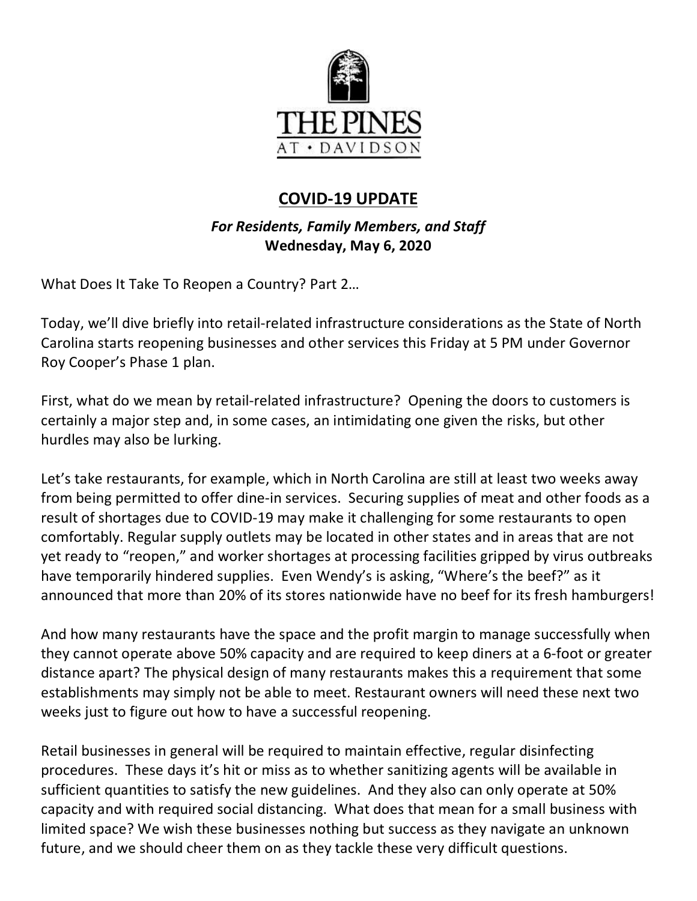THE PINES AT • DAVIDSON

# COVID-19 UPDATE

***For Residents, Family Members, and Staff***
**Wednesday, May 6, 2020**

What Does It Take To Reopen a Country? Part 2…

Today, we'll dive briefly into retail-related infrastructure considerations as the State of North Carolina starts reopening businesses and other services this Friday at 5 PM under Governor Roy Cooper's Phase 1 plan.

First, what do we mean by retail-related infrastructure? Opening the doors to customers is certainly a major step and, in some cases, an intimidating one given the risks, but other hurdles may also be lurking.

Let's take restaurants, for example, which in North Carolina are still at least two weeks away from being permitted to offer dine-in services. Securing supplies of meat and other foods as a result of shortages due to COVID-19 may make it challenging for some restaurants to open comfortably. Regular supply outlets may be located in other states and in areas that are not yet ready to "reopen," and worker shortages at processing facilities gripped by virus outbreaks have temporarily hindered supplies. Even Wendy's is asking, "Where's the beef?" as it announced that more than 20% of its stores nationwide have no beef for its fresh hamburgers!

And how many restaurants have the space and the profit margin to manage successfully when they cannot operate above 50% capacity and are required to keep diners at a 6-foot or greater distance apart? The physical design of many restaurants makes this a requirement that some establishments may simply not be able to meet. Restaurant owners will need these next two weeks just to figure out how to have a successful reopening.

Retail businesses in general will be required to maintain effective, regular disinfecting procedures. These days it's hit or miss as to whether sanitizing agents will be available in sufficient quantities to satisfy the new guidelines. And they also can only operate at 50% capacity and with required social distancing. What does that mean for a small business with limited space? We wish these businesses nothing but success as they navigate an unknown future, and we should cheer them on as they tackle these very difficult questions.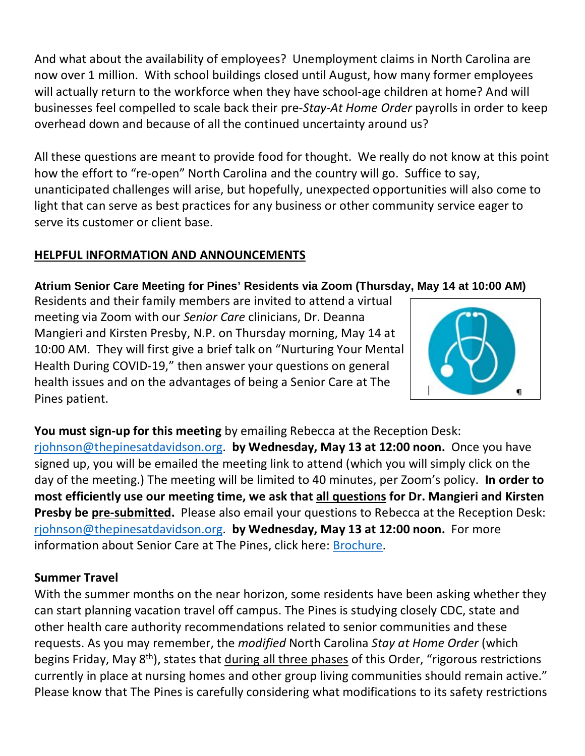And what about the availability of employees? Unemployment claims in North Carolina are now over 1 million. With school buildings closed until August, how many former employees will actually return to the workforce when they have school-age children at home? And will businesses feel compelled to scale back their pre-*Stay-At Home Order* payrolls in order to keep overhead down and because of all the continued uncertainty around us?

All these questions are meant to provide food for thought. We really do not know at this point how the effort to "re-open" North Carolina and the country will go. Suffice to say, unanticipated challenges will arise, but hopefully, unexpected opportunities will also come to light that can serve as best practices for any business or other community service eager to serve its customer or client base.

## HELPFUL INFORMATION AND ANNOUNCEMENTS

### Atrium Senior Care Meeting for Pines' Residents via Zoom (Thursday, May 14 at 10:00 AM)

Residents and their family members are invited to attend a virtual meeting via Zoom with our *Senior Care* clinicians, Dr. Deanna Mangieri and Kirsten Presby, N.P. on Thursday morning, May 14 at 10:00 AM. They will first give a brief talk on "Nurturing Your Mental Health During COVID-19," then answer your questions on general health issues and on the advantages of being a Senior Care at The Pines patient.

**You must sign-up for this meeting** by emailing Rebecca at the Reception Desk: rjohnson@thepinesatdavidson.org. **by Wednesday, May 13 at 12:00 noon.** Once you have signed up, you will be emailed the meeting link to attend (which you will simply click on the day of the meeting.) The meeting will be limited to 40 minutes, per Zoom's policy. **In order to most efficiently use our meeting time, we ask that all questions for Dr. Mangieri and Kirsten Presby be pre-submitted.** Please also email your questions to Rebecca at the Reception Desk: rjohnson@thepinesatdavidson.org. **by Wednesday, May 13 at 12:00 noon.** For more information about Senior Care at The Pines, click here: Brochure.

### Summer Travel

With the summer months on the near horizon, some residents have been asking whether they can start planning vacation travel off campus. The Pines is studying closely CDC, state and other health care authority recommendations related to senior communities and these requests. As you may remember, the *modified* North Carolina *Stay at Home Order* (which begins Friday, May 8th), states that during all three phases of this Order, "rigorous restrictions currently in place at nursing homes and other group living communities should remain active." Please know that The Pines is carefully considering what modifications to its safety restrictions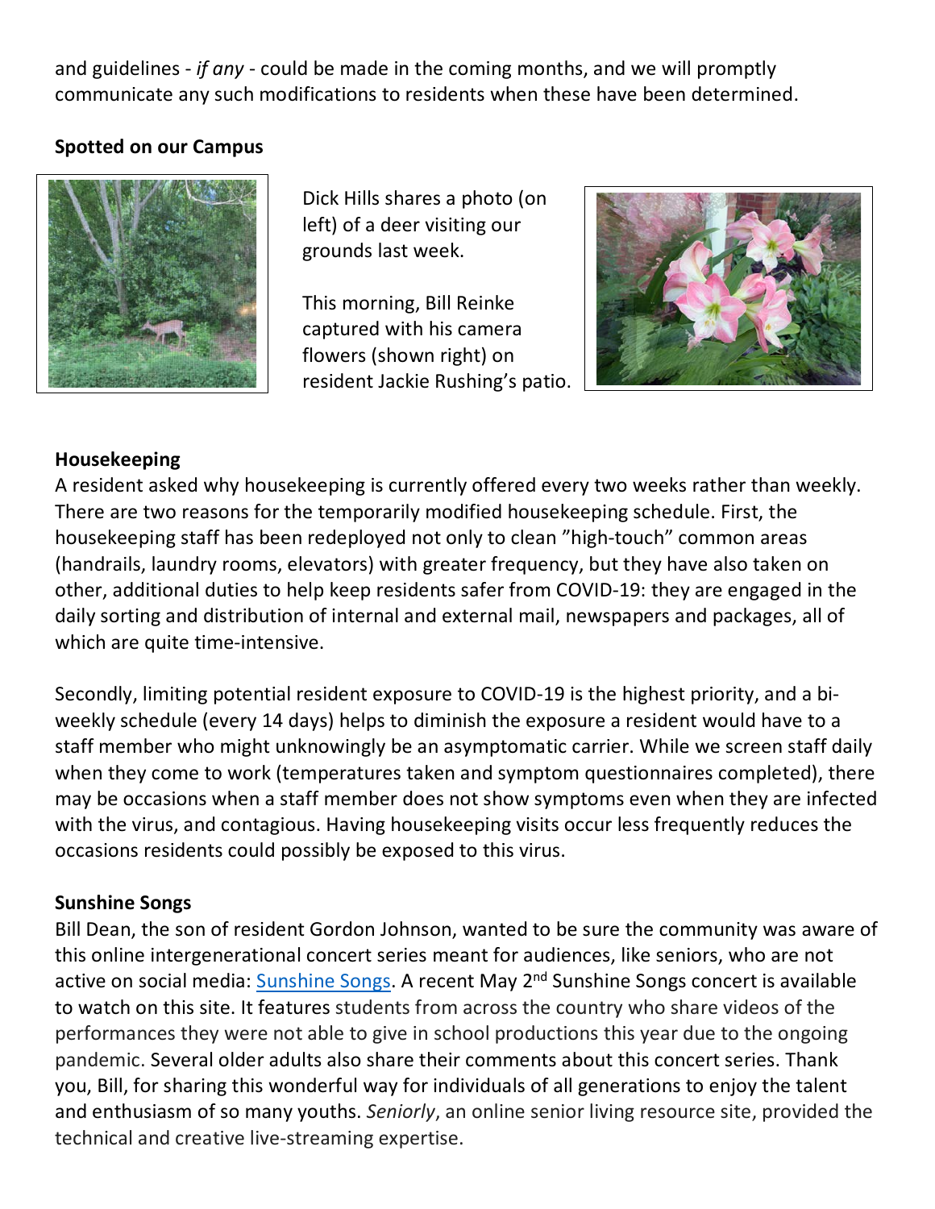and guidelines - *if any* - could be made in the coming months, and we will promptly communicate any such modifications to residents when these have been determined.

**Spotted on our Campus**

Dick Hills shares a photo (on left) of a deer visiting our grounds last week.

This morning, Bill Reinke captured with his camera flowers (shown right) on resident Jackie Rushing's patio.

**Housekeeping**

A resident asked why housekeeping is currently offered every two weeks rather than weekly. There are two reasons for the temporarily modified housekeeping schedule. First, the housekeeping staff has been redeployed not only to clean "high-touch" common areas (handrails, laundry rooms, elevators) with greater frequency, but they have also taken on other, additional duties to help keep residents safer from COVID-19: they are engaged in the daily sorting and distribution of internal and external mail, newspapers and packages, all of which are quite time-intensive.

Secondly, limiting potential resident exposure to COVID-19 is the highest priority, and a bi-weekly schedule (every 14 days) helps to diminish the exposure a resident would have to a staff member who might unknowingly be an asymptomatic carrier. While we screen staff daily when they come to work (temperatures taken and symptom questionnaires completed), there may be occasions when a staff member does not show symptoms even when they are infected with the virus, and contagious. Having housekeeping visits occur less frequently reduces the occasions residents could possibly be exposed to this virus.

**Sunshine Songs**

Bill Dean, the son of resident Gordon Johnson, wanted to be sure the community was aware of this online intergenerational concert series meant for audiences, like seniors, who are not active on social media: Sunshine Songs. A recent May 2nd Sunshine Songs concert is available to watch on this site. It features students from across the country who share videos of the performances they were not able to give in school productions this year due to the ongoing pandemic. Several older adults also share their comments about this concert series. Thank you, Bill, for sharing this wonderful way for individuals of all generations to enjoy the talent and enthusiasm of so many youths. *Seniorly*, an online senior living resource site, provided the technical and creative live-streaming expertise.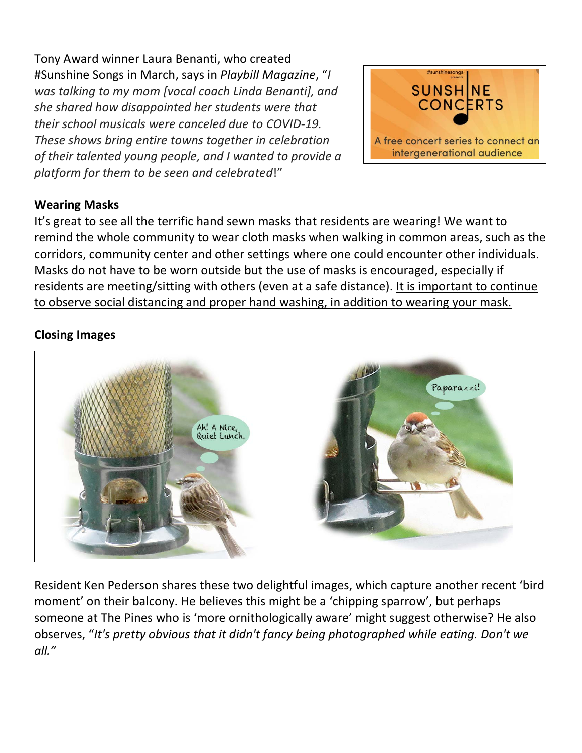Tony Award winner Laura Benanti, who created #Sunshine Songs in March, says in *Playbill Magazine*, "*I was talking to my mom [vocal coach Linda Benanti], and she shared how disappointed her students were that their school musicals were canceled due to COVID-19. These shows bring entire towns together in celebration of their talented young people, and I wanted to provide a platform for them to be seen and celebrated*!"

### Wearing Masks

It's great to see all the terrific hand sewn masks that residents are wearing! We want to remind the whole community to wear cloth masks when walking in common areas, such as the corridors, community center and other settings where one could encounter other individuals. Masks do not have to be worn outside but the use of masks is encouraged, especially if residents are meeting/sitting with others (even at a safe distance). <u>It is important to continue to observe social distancing and proper hand washing, in addition to wearing your mask.</u>

### Closing Images

Resident Ken Pederson shares these two delightful images, which capture another recent 'bird moment' on their balcony. He believes this might be a 'chipping sparrow', but perhaps someone at The Pines who is 'more ornithologically aware' might suggest otherwise? He also observes, "*It's pretty obvious that it didn't fancy being photographed while eating. Don't we all.*"